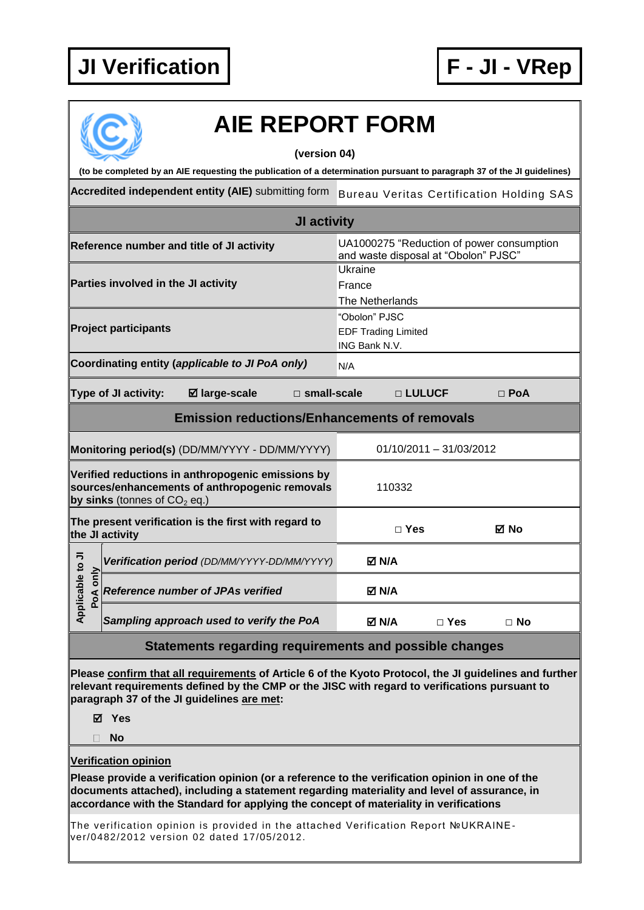# JI Verification

# F - JI - VRep

## AIE REPORT FORM

**(version 04)**

**(to be completed by an AIE requesting the publication of a determination pursuant to paragraph 37 of the JI guidelines)**

| **Accredited independent entity (AIE)** submitting form | Bureau Veritas Certification Holding SAS |
|---|---|

### JI activity

| | |
|---|---|
| **Reference number and title of JI activity** | UA1000275 "Reduction of power consumption and waste disposal at "Obolon" PJSC" |
| **Parties involved in the JI activity** | Ukraine<br>France<br>The Netherlands |
| **Project participants** | "Obolon" PJSC<br>EDF Trading Limited<br>ING Bank N.V. |
| **Coordinating entity (*applicable to JI PoA only*)** | N/A |

**Type of JI activity:** ☑ **large-scale** □ **small-scale** □ **LULUCF** □ **PoA**

### Emission reductions/Enhancements of removals

| | |
|---|---|
| **Monitoring period(s)** (DD/MM/YYYY - DD/MM/YYYY) | 01/10/2011 – 31/03/2012 |
| **Verified reductions in anthropogenic emissions by sources/enhancements of anthropogenic removals by sinks** (tonnes of $CO_2$ eq.) | 110332 |
| **The present verification is the first with regard to the JI activity** | □ Yes ☑ No |

| Applicable to JI PoA only | | |
|---|---|---|
| | ***Verification period*** *(DD/MM/YYYY-DD/MM/YYYY)* | ☑ **N/A** |
| | ***Reference number of JPAs verified*** | ☑ **N/A** |
| | ***Sampling approach used to verify the PoA*** | ☑ **N/A** □ **Yes** □ **No** |

### Statements regarding requirements and possible changes

**Please confirm that all requirements of Article 6 of the Kyoto Protocol, the JI guidelines and further relevant requirements defined by the CMP or the JISC with regard to verifications pursuant to paragraph 37 of the JI guidelines are met:**

☑ **Yes**

□ **No**

**Verification opinion**

**Please provide a verification opinion (or a reference to the verification opinion in one of the documents attached), including a statement regarding materiality and level of assurance, in accordance with the Standard for applying the concept of materiality in verifications**

The verification opinion is provided in the attached Verification Report №UKRAINE-ver/0482/2012 version 02 dated 17/05/2012.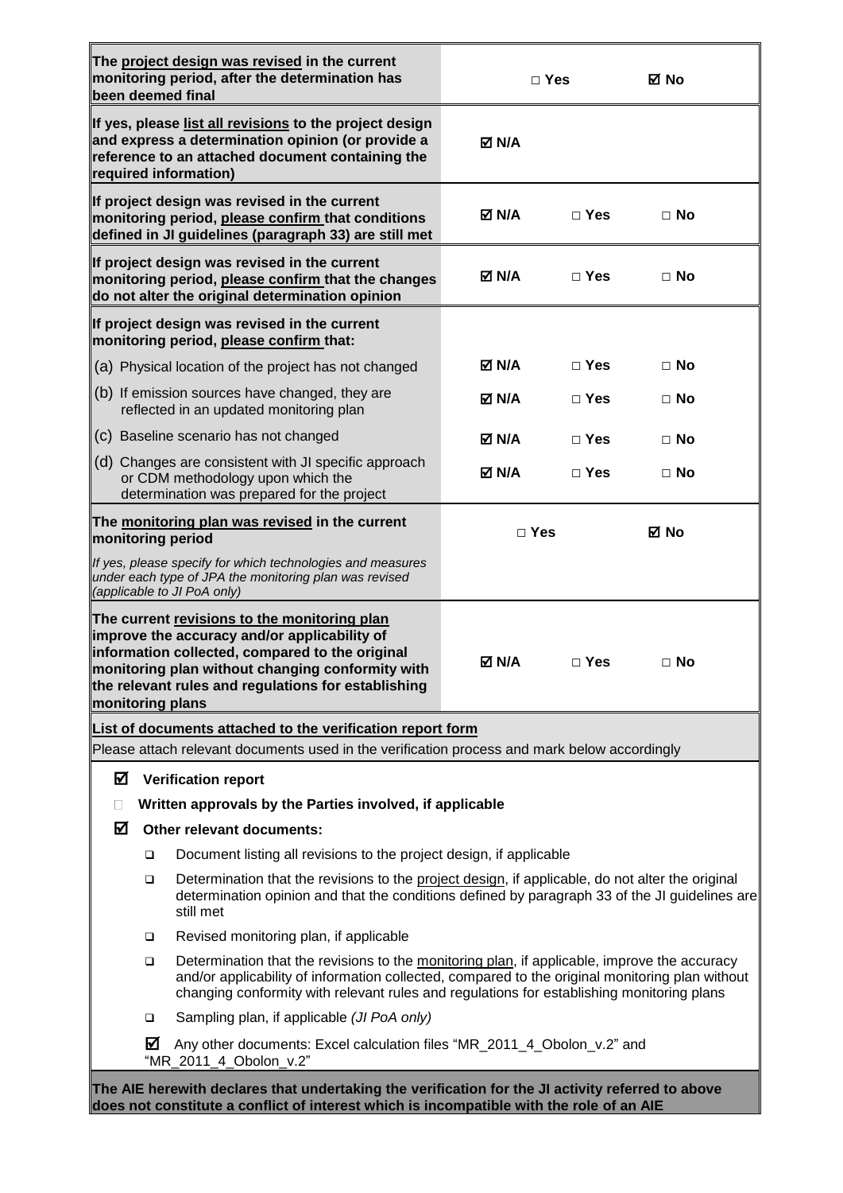| | | | |
|---|---|---|---|
| **The project design was revised in the current monitoring period, after the determination has been deemed final** | □ Yes | | ☑ No |
| **If yes, please list all revisions to the project design and express a determination opinion (or provide a reference to an attached document containing the required information)** | ☑ N/A | | |
| **If project design was revised in the current monitoring period, please confirm that conditions defined in JI guidelines (paragraph 33) are still met** | ☑ N/A | □ Yes | □ No |
| **If project design was revised in the current monitoring period, please confirm that the changes do not alter the original determination opinion** | ☑ N/A | □ Yes | □ No |
| **If project design was revised in the current monitoring period, please confirm that:** | | | |
| (a) Physical location of the project has not changed | ☑ N/A | □ Yes | □ No |
| (b) If emission sources have changed, they are reflected in an updated monitoring plan | ☑ N/A | □ Yes | □ No |
| (c) Baseline scenario has not changed | ☑ N/A | □ Yes | □ No |
| (d) Changes are consistent with JI specific approach or CDM methodology upon which the determination was prepared for the project | ☑ N/A | □ Yes | □ No |
| **The monitoring plan was revised in the current monitoring period** *If yes, please specify for which technologies and measures under each type of JPA the monitoring plan was revised (applicable to JI PoA only)* | □ Yes | | ☑ No |
| **The current revisions to the monitoring plan improve the accuracy and/or applicability of information collected, compared to the original monitoring plan without changing conformity with the relevant rules and regulations for establishing monitoring plans** | ☑ N/A | □ Yes | □ No |

**List of documents attached to the verification report form**

Please attach relevant documents used in the verification process and mark below accordingly

- ☑ **Verification report**
- □ **Written approvals by the Parties involved, if applicable**
- ☑ **Other relevant documents:**
  - ❑ Document listing all revisions to the project design, if applicable
  - ❑ Determination that the revisions to the project design, if applicable, do not alter the original determination opinion and that the conditions defined by paragraph 33 of the JI guidelines are still met
  - ❑ Revised monitoring plan, if applicable
  - ❑ Determination that the revisions to the monitoring plan, if applicable, improve the accuracy and/or applicability of information collected, compared to the original monitoring plan without changing conformity with relevant rules and regulations for establishing monitoring plans
  - ❑ Sampling plan, if applicable *(JI PoA only)*
  - ☑ Any other documents: Excel calculation files "MR_2011_4_Obolon_v.2" and "MR_2011_4_Obolon_v.2"

**The AIE herewith declares that undertaking the verification for the JI activity referred to above does not constitute a conflict of interest which is incompatible with the role of an AIE**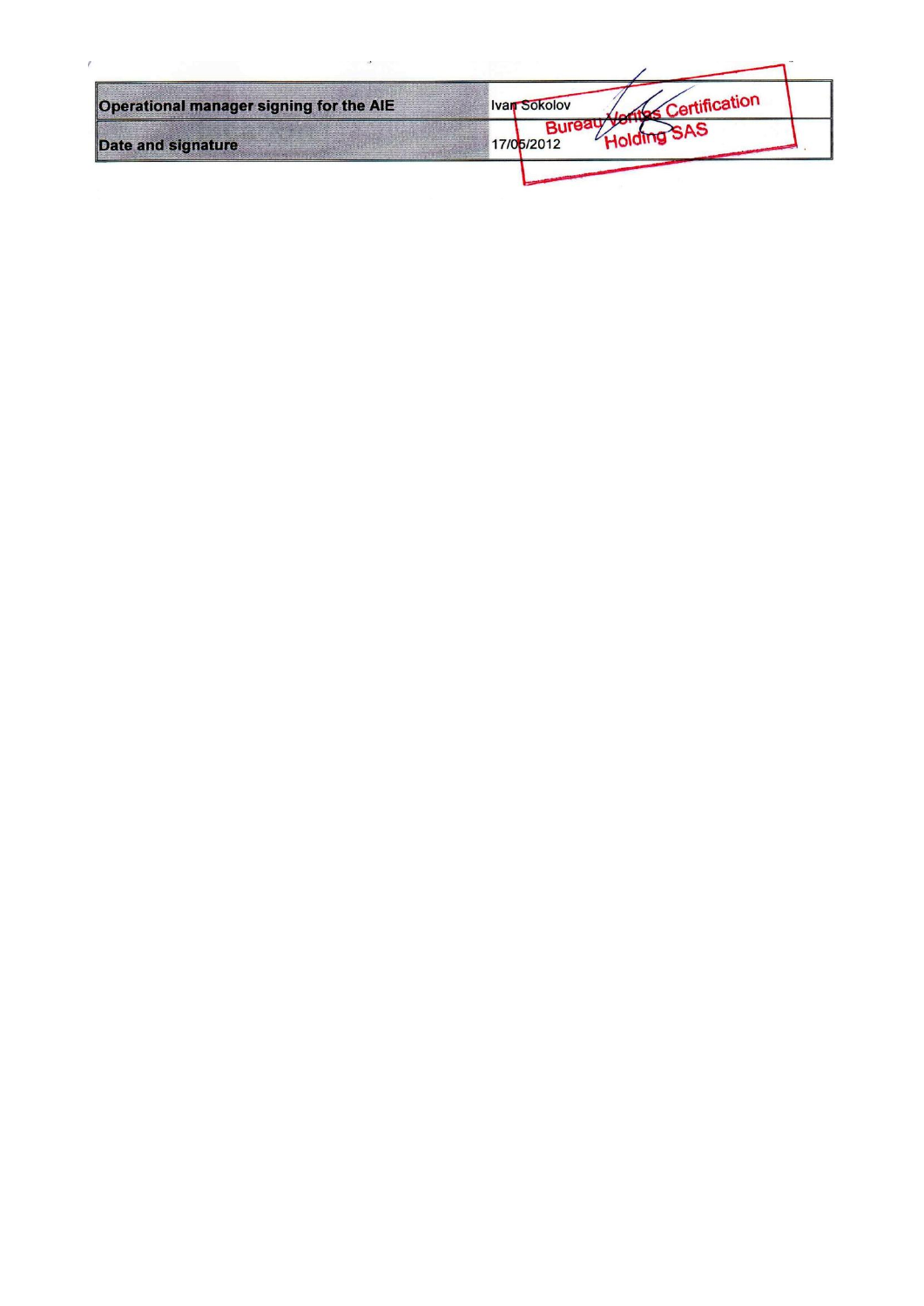| | |
|---|---|
| **Operational manager signing for the AIE** | Ivan Sokolov |
| **Date and signature** | 17/05/2012 |

Bureau Veritas Certification Holding SAS